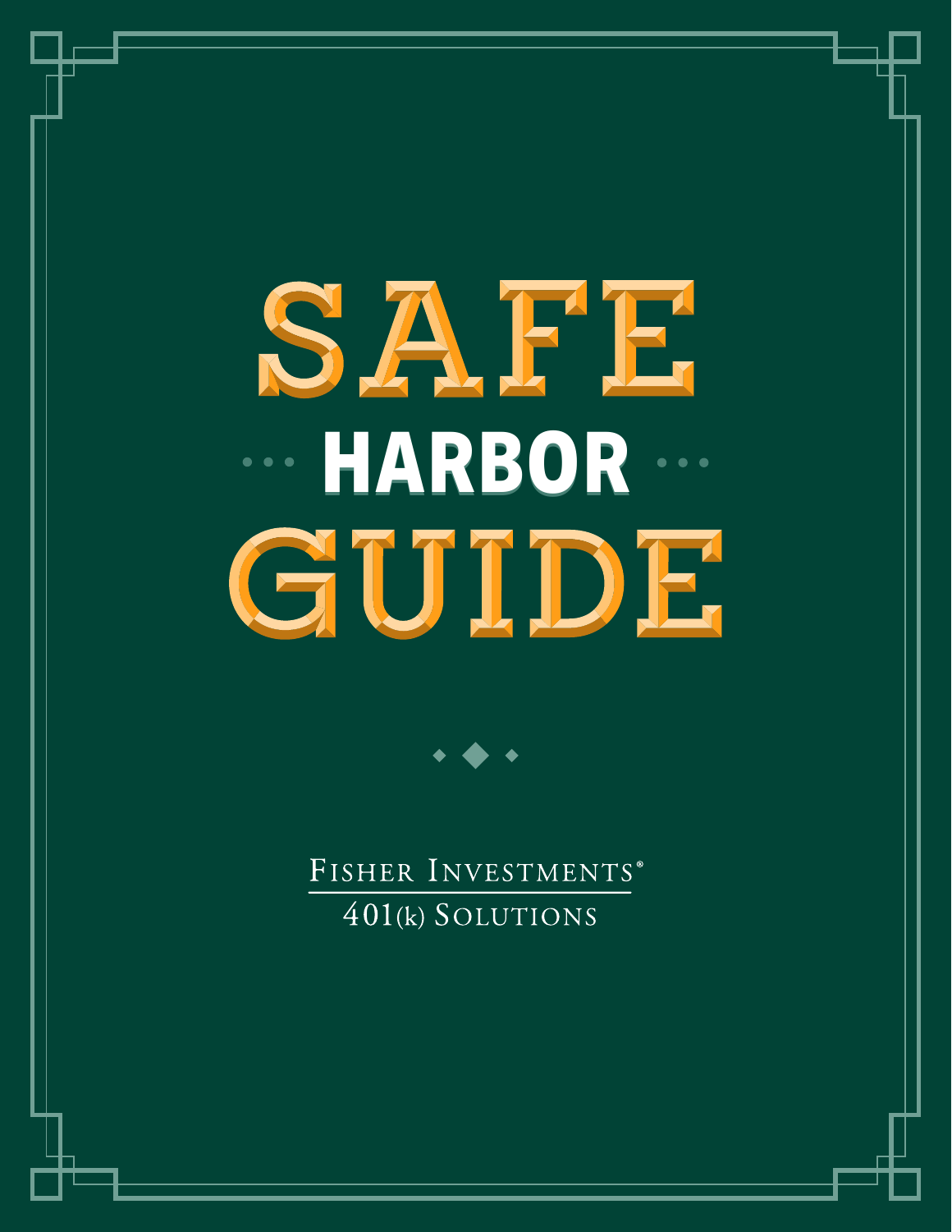# SAFE HARBOR GUIDE

Fisher Investments®

401(k) Solutions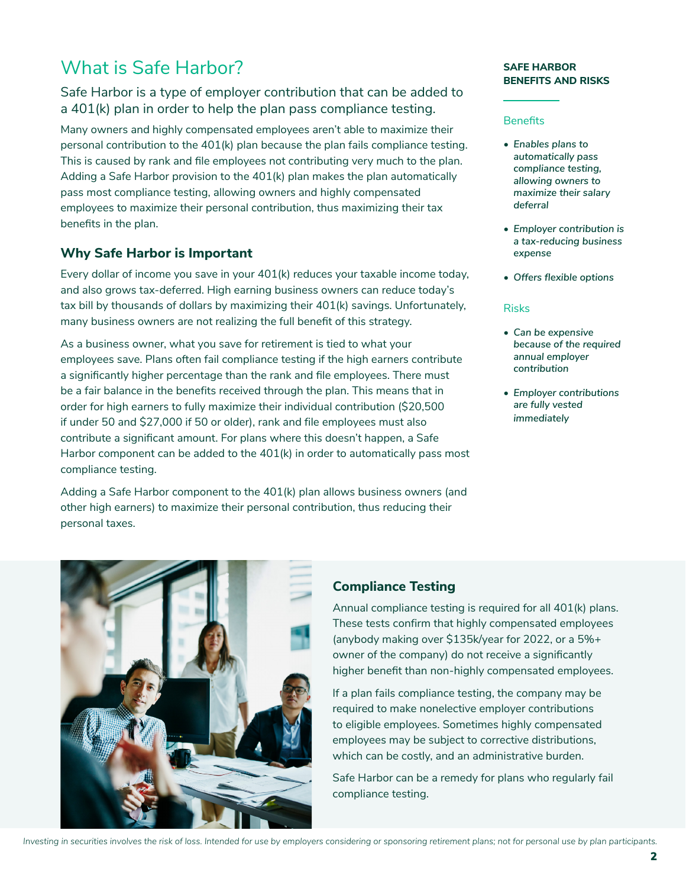# What is Safe Harbor?

Safe Harbor is a type of employer contribution that can be added to a 401(k) plan in order to help the plan pass compliance testing.

Many owners and highly compensated employees aren't able to maximize their personal contribution to the 401(k) plan because the plan fails compliance testing. This is caused by rank and file employees not contributing very much to the plan. Adding a Safe Harbor provision to the 401(k) plan makes the plan automatically pass most compliance testing, allowing owners and highly compensated employees to maximize their personal contribution, thus maximizing their tax benefits in the plan.

## Why Safe Harbor is Important

Every dollar of income you save in your 401(k) reduces your taxable income today, and also grows tax-deferred. High earning business owners can reduce today's tax bill by thousands of dollars by maximizing their 401(k) savings. Unfortunately, many business owners are not realizing the full benefit of this strategy.

As a business owner, what you save for retirement is tied to what your employees save. Plans often fail compliance testing if the high earners contribute a significantly higher percentage than the rank and file employees. There must be a fair balance in the benefits received through the plan. This means that in order for high earners to fully maximize their individual contribution ($20,500 if under 50 and $27,000 if 50 or older), rank and file employees must also contribute a significant amount. For plans where this doesn't happen, a Safe Harbor component can be added to the 401(k) in order to automatically pass most compliance testing.

Adding a Safe Harbor component to the 401(k) plan allows business owners (and other high earners) to maximize their personal contribution, thus reducing their personal taxes.

### SAFE HARBOR BENEFITS AND RISKS

**Benefits**

- *Enables plans to automatically pass compliance testing, allowing owners to maximize their salary deferral*
- *Employer contribution is a tax-reducing business expense*
- *Offers flexible options*

**Risks**

- *Can be expensive because of the required annual employer contribution*
- *Employer contributions are fully vested immediately*

## Compliance Testing

Annual compliance testing is required for all 401(k) plans. These tests confirm that highly compensated employees (anybody making over $135k/year for 2022, or a 5%+ owner of the company) do not receive a significantly higher benefit than non-highly compensated employees.

If a plan fails compliance testing, the company may be required to make nonelective employer contributions to eligible employees. Sometimes highly compensated employees may be subject to corrective distributions, which can be costly, and an administrative burden.

Safe Harbor can be a remedy for plans who regularly fail compliance testing.

*Investing in securities involves the risk of loss. Intended for use by employers considering or sponsoring retirement plans; not for personal use by plan participants.*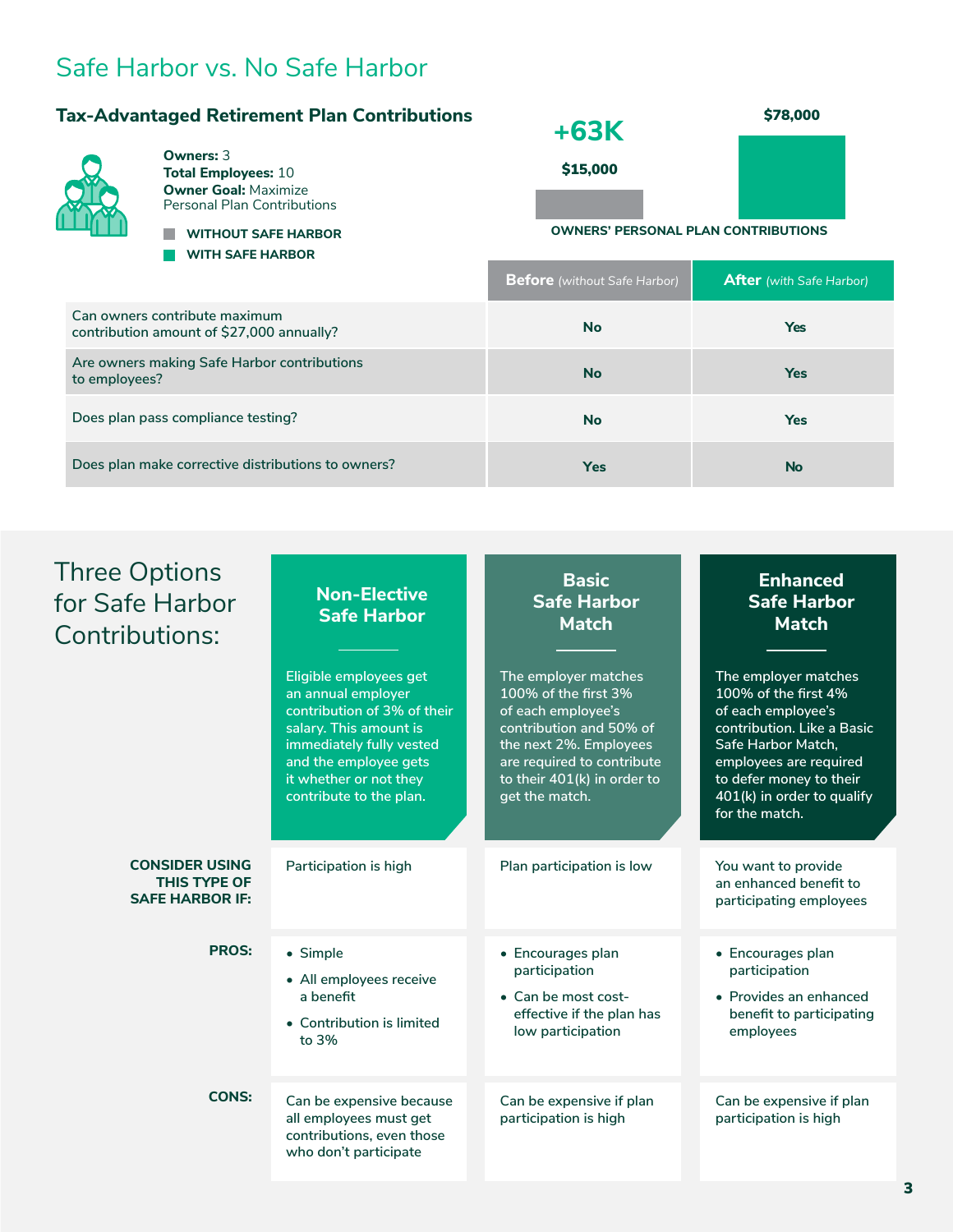# Safe Harbor vs. No Safe Harbor

## Tax-Advantaged Retirement Plan Contributions

**Owners:** 3
**Total Employees:** 10
**Owner Goal:** Maximize Personal Plan Contributions

WITHOUT SAFE HARBOR
WITH SAFE HARBOR

+63K

$15,000

$78,000

OWNERS' PERSONAL PLAN CONTRIBUTIONS

| | **Before** *(without Safe Harbor)* | **After** *(with Safe Harbor)* |
|---|---|---|
| Can owners contribute maximum contribution amount of $27,000 annually? | No | Yes |
| Are owners making Safe Harbor contributions to employees? | No | Yes |
| Does plan pass compliance testing? | No | Yes |
| Does plan make corrective distributions to owners? | Yes | No |

## Three Options for Safe Harbor Contributions:

| | **Non-Elective Safe Harbor** | **Basic Safe Harbor Match** | **Enhanced Safe Harbor Match** |
|---|---|---|---|
| | Eligible employees get an annual employer contribution of 3% of their salary. This amount is immediately fully vested and the employee gets it whether or not they contribute to the plan. | The employer matches 100% of the first 3% of each employee's contribution and 50% of the next 2%. Employees are required to contribute to their 401(k) in order to get the match. | The employer matches 100% of the first 4% of each employee's contribution. Like a Basic Safe Harbor Match, employees are required to defer money to their 401(k) in order to qualify for the match. |
| **CONSIDER USING THIS TYPE OF SAFE HARBOR IF:** | Participation is high | Plan participation is low | You want to provide an enhanced benefit to participating employees |
| **PROS:** | • Simple<br>• All employees receive a benefit<br>• Contribution is limited to 3% | • Encourages plan participation<br>• Can be most cost-effective if the plan has low participation | • Encourages plan participation<br>• Provides an enhanced benefit to participating employees |
| **CONS:** | Can be expensive because all employees must get contributions, even those who don't participate | Can be expensive if plan participation is high | Can be expensive if plan participation is high |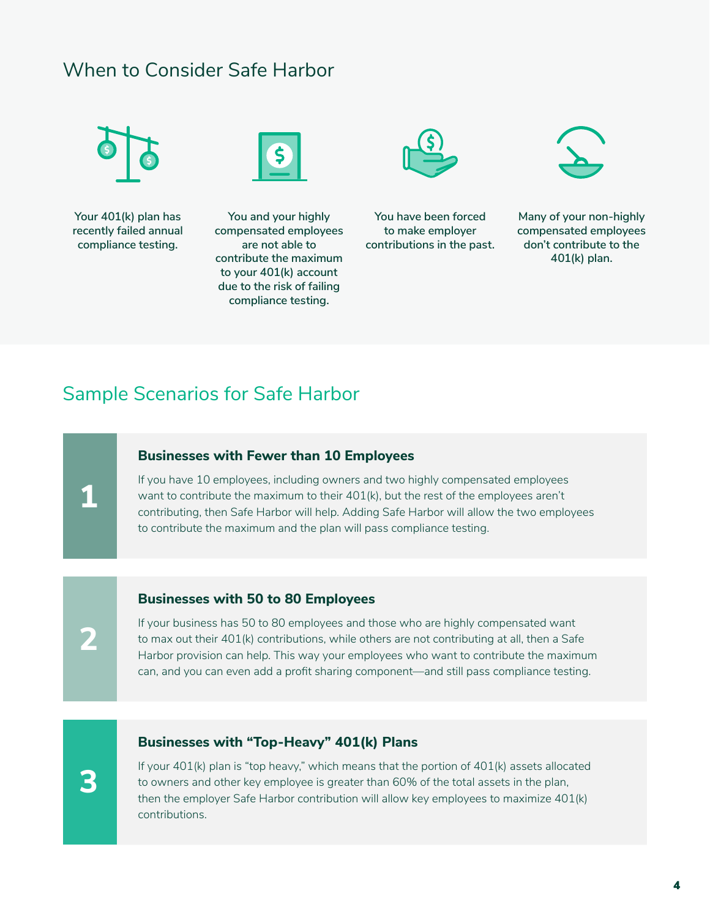## When to Consider Safe Harbor

- Your 401(k) plan has recently failed annual compliance testing.
- You and your highly compensated employees are not able to contribute the maximum to your 401(k) account due to the risk of failing compliance testing.
- You have been forced to make employer contributions in the past.
- Many of your non-highly compensated employees don't contribute to the 401(k) plan.

## Sample Scenarios for Safe Harbor

### 1 Businesses with Fewer than 10 Employees

If you have 10 employees, including owners and two highly compensated employees want to contribute the maximum to their 401(k), but the rest of the employees aren't contributing, then Safe Harbor will help. Adding Safe Harbor will allow the two employees to contribute the maximum and the plan will pass compliance testing.

### 2 Businesses with 50 to 80 Employees

If your business has 50 to 80 employees and those who are highly compensated want to max out their 401(k) contributions, while others are not contributing at all, then a Safe Harbor provision can help. This way your employees who want to contribute the maximum can, and you can even add a profit sharing component—and still pass compliance testing.

### 3 Businesses with "Top-Heavy" 401(k) Plans

If your 401(k) plan is "top heavy," which means that the portion of 401(k) assets allocated to owners and other key employee is greater than 60% of the total assets in the plan, then the employer Safe Harbor contribution will allow key employees to maximize 401(k) contributions.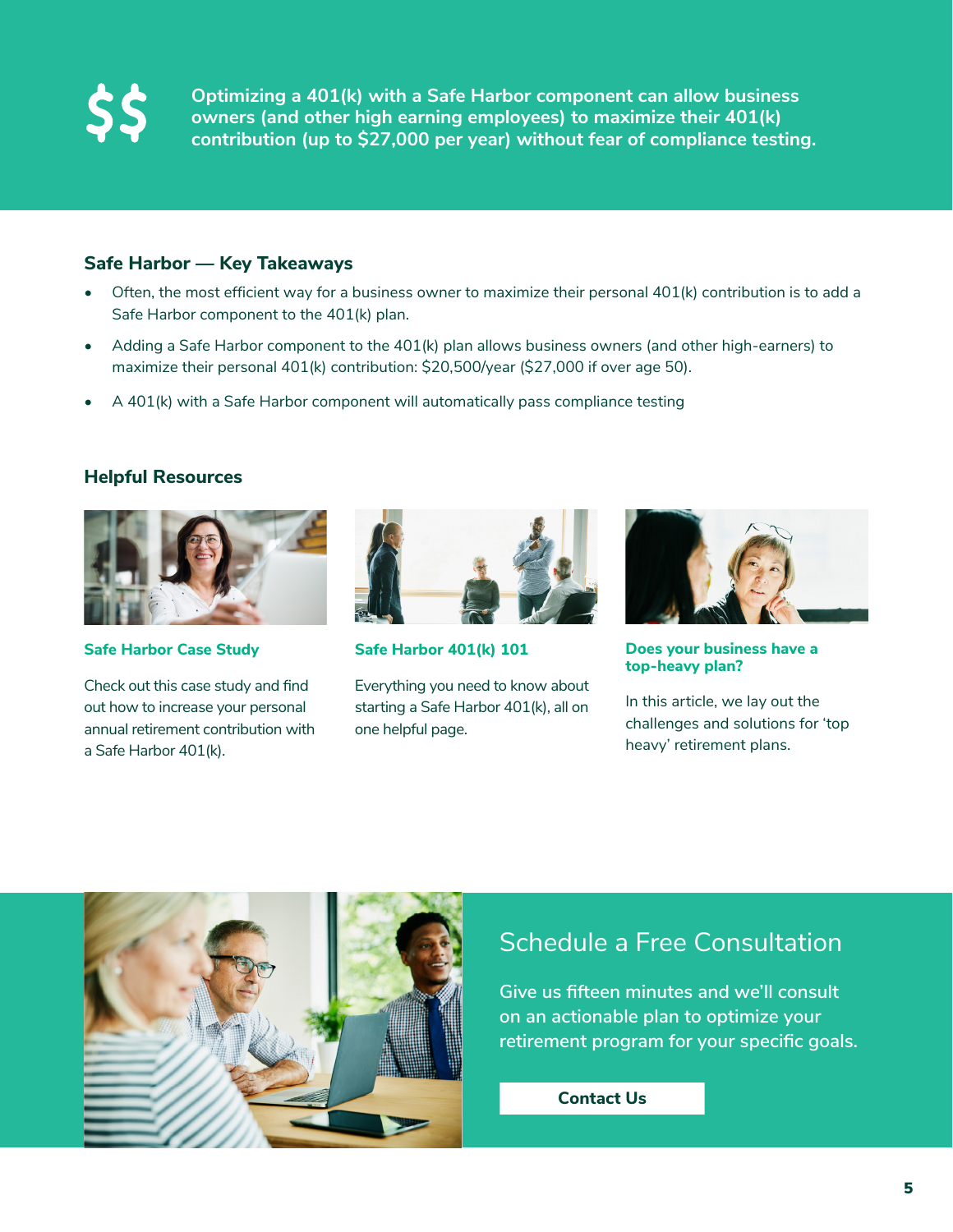$$ **Optimizing a 401(k) with a Safe Harbor component can allow business owners (and other high earning employees) to maximize their 401(k) contribution (up to $27,000 per year) without fear of compliance testing.**

### Safe Harbor — Key Takeaways

- Often, the most efficient way for a business owner to maximize their personal 401(k) contribution is to add a Safe Harbor component to the 401(k) plan.
- Adding a Safe Harbor component to the 401(k) plan allows business owners (and other high-earners) to maximize their personal 401(k) contribution: $20,500/year ($27,000 if over age 50).
- A 401(k) with a Safe Harbor component will automatically pass compliance testing

### Helpful Resources

**Safe Harbor Case Study**

Check out this case study and find out how to increase your personal annual retirement contribution with a Safe Harbor 401(k).

**Safe Harbor 401(k) 101**

Everything you need to know about starting a Safe Harbor 401(k), all on one helpful page.

**Does your business have a top-heavy plan?**

In this article, we lay out the challenges and solutions for 'top heavy' retirement plans.

## Schedule a Free Consultation

Give us fifteen minutes and we'll consult on an actionable plan to optimize your retirement program for your specific goals.

**Contact Us**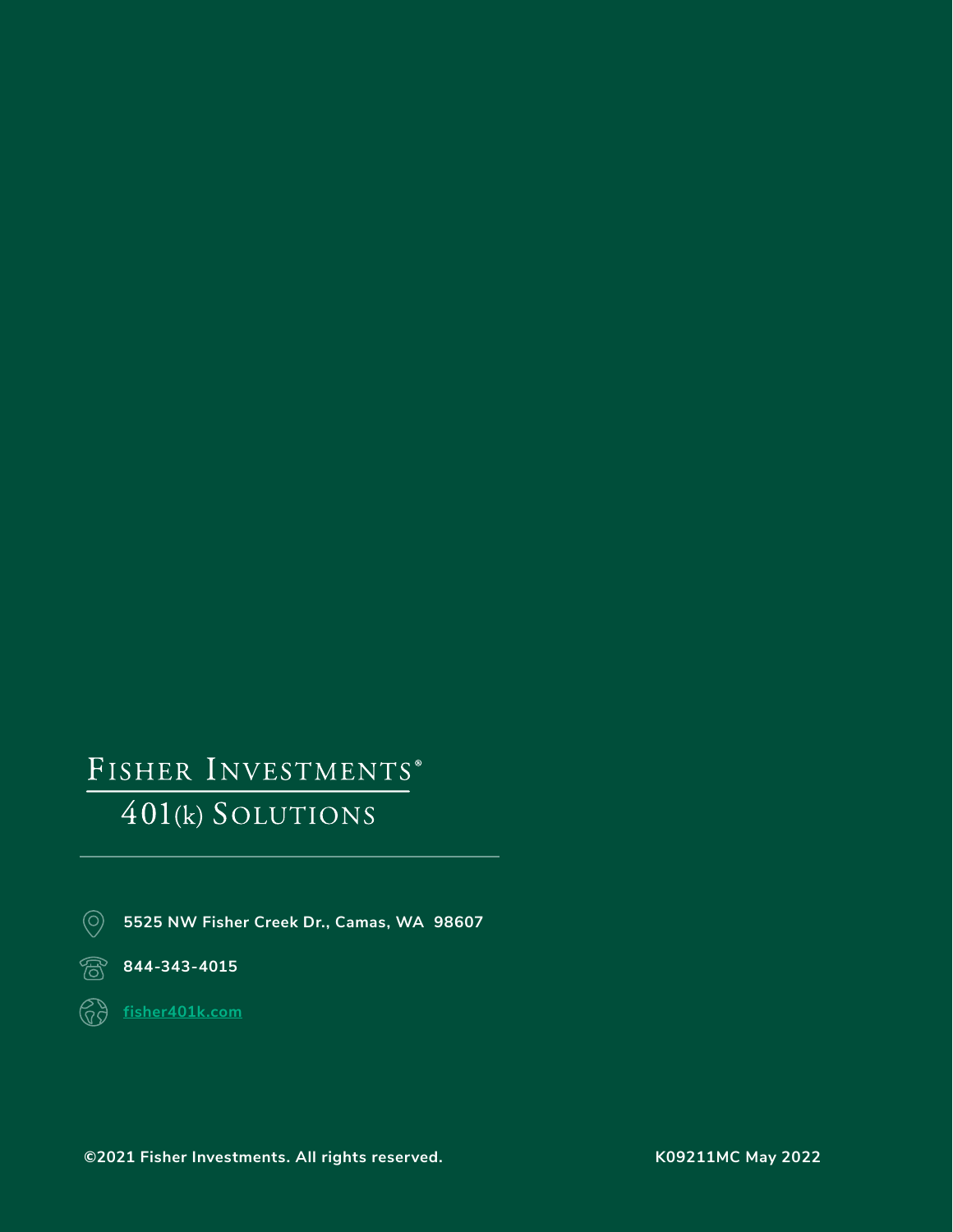FISHER INVESTMENTS®

401(k) SOLUTIONS

5525 NW Fisher Creek Dr., Camas, WA 98607

844-343-4015

fisher401k.com

©2021 Fisher Investments. All rights reserved.

K09211MC May 2022